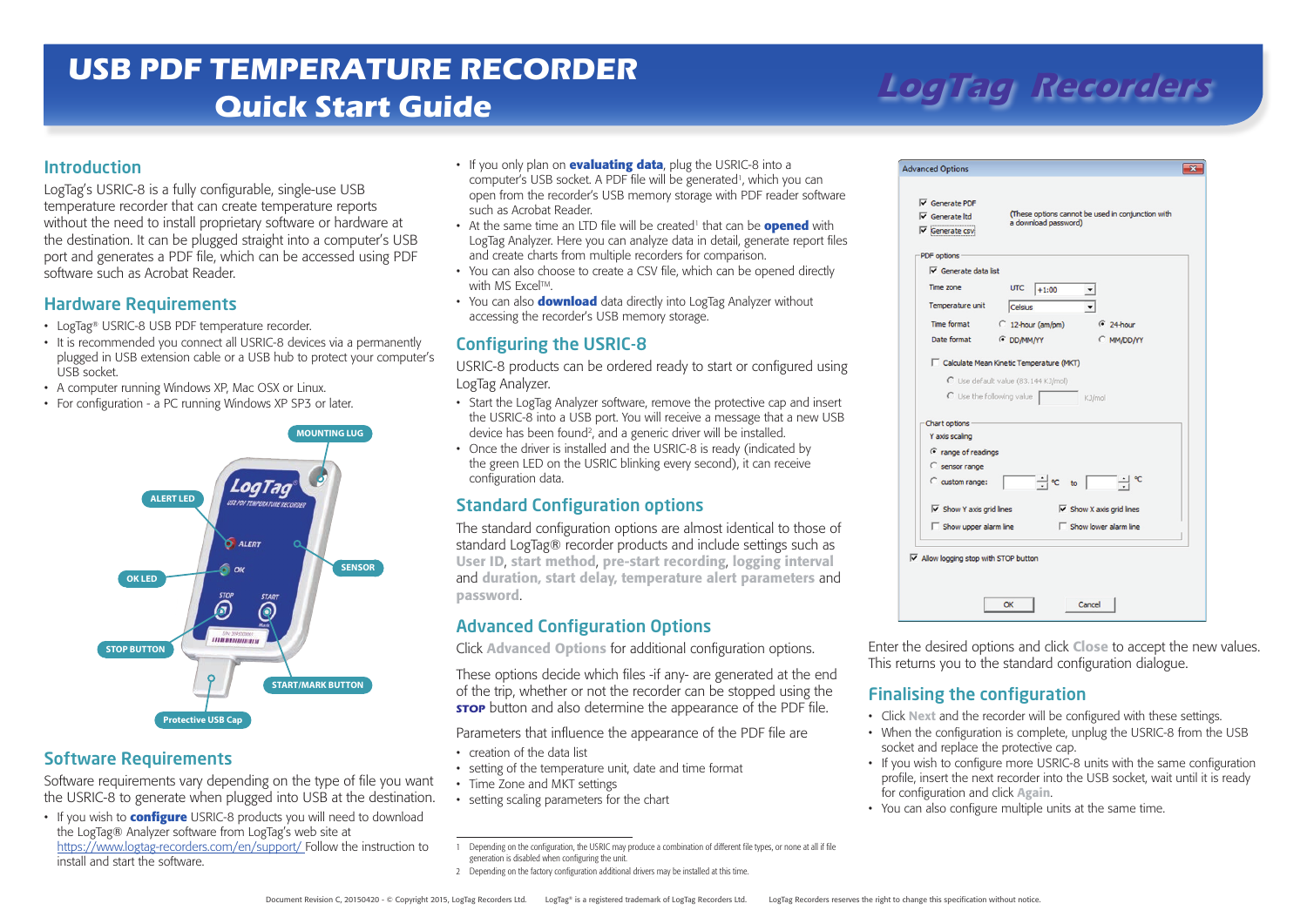# USB PDF TEMPERATURE RECORDER
## Quick Start Guide

LogTag Recorders

## Introduction

LogTag's USRIC-8 is a fully configurable, single-use USB temperature recorder that can create temperature reports without the need to install proprietary software or hardware at the destination. It can be plugged straight into a computer's USB port and generates a PDF file, which can be accessed using PDF software such as Acrobat Reader.

## Hardware Requirements

- LogTag® USRIC-8 USB PDF temperature recorder.
- It is recommended you connect all USRIC-8 devices via a permanently plugged in USB extension cable or a USB hub to protect your computer's USB socket.
- A computer running Windows XP, Mac OSX or Linux.
- For configuration - a PC running Windows XP SP3 or later.

MOUNTING LUG
ALERT LED
OK LED
SENSOR
STOP BUTTON
START/MARK BUTTON
Protective USB Cap

## Software Requirements

Software requirements vary depending on the type of file you want the USRIC-8 to generate when plugged into USB at the destination.

- If you wish to **configure** USRIC-8 products you will need to download the LogTag® Analyzer software from LogTag's web site at https://www.logtag-recorders.com/en/support/ Follow the instruction to install and start the software.
- If you only plan on **evaluating data**, plug the USRIC-8 into a computer's USB socket. A PDF file will be generated[1], which you can open from the recorder's USB memory storage with PDF reader software such as Acrobat Reader.
- At the same time an LTD file will be created[1] that can be **opened** with LogTag Analyzer. Here you can analyze data in detail, generate report files and create charts from multiple recorders for comparison.
- You can also choose to create a CSV file, which can be opened directly with MS Excel™.
- You can also **download** data directly into LogTag Analyzer without accessing the recorder's USB memory storage.

## Configuring the USRIC-8

USRIC-8 products can be ordered ready to start or configured using LogTag Analyzer.

- Start the LogTag Analyzer software, remove the protective cap and insert the USRIC-8 into a USB port. You will receive a message that a new USB device has been found[2], and a generic driver will be installed.
- Once the driver is installed and the USRIC-8 is ready (indicated by the green LED on the USRIC blinking every second), it can receive configuration data.

## Standard Configuration options

The standard configuration options are almost identical to those of standard LogTag® recorder products and include settings such as **User ID**, **start method**, **pre-start recording**, **logging interval** and **duration, start delay, temperature alert parameters** and **password**.

## Advanced Configuration Options

Click **Advanced Options** for additional configuration options.

These options decide which files -if any- are generated at the end of the trip, whether or not the recorder can be stopped using the **STOP** button and also determine the appearance of the PDF file.

Parameters that influence the appearance of the PDF file are

- creation of the data list
- setting of the temperature unit, date and time format
- Time Zone and MKT settings
- setting scaling parameters for the chart

1 Depending on the configuration, the USRIC may produce a combination of different file types, or none at all if file generation is disabled when configuring the unit.

2 Depending on the factory configuration additional drivers may be installed at this time.

Advanced Options

- [x] Generate PDF
- [x] Generate ltd
- [x] Generate csv

(These options cannot be used in conjunction with a download password)

PDF options
- [x] Generate data list

Time zone: UTC +1:00
Temperature unit: Celsius
Time format: ○ 12-hour (am/pm) ● 24-hour
Date format: ● DD/MM/YY ○ MM/DD/YY

- [ ] Calculate Mean Kinetic Temperature (MKT)

○ Use default value (83.144 KJ/mol)
○ Use the following value ___ KJ/mol

Chart options
Y axis scaling
● range of readings
○ sensor range
○ custom range: ___ °C to ___ °C

- [x] Show Y axis grid lines
- [x] Show X axis grid lines
- [ ] Show upper alarm line
- [ ] Show lower alarm line

- [x] Allow logging stop with STOP button

OK Cancel

Enter the desired options and click **Close** to accept the new values. This returns you to the standard configuration dialogue.

## Finalising the configuration

- Click **Next** and the recorder will be configured with these settings.
- When the configuration is complete, unplug the USRIC-8 from the USB socket and replace the protective cap.
- If you wish to configure more USRIC-8 units with the same configuration profile, insert the next recorder into the USB socket, wait until it is ready for configuration and click **Again**.
- You can also configure multiple units at the same time.

Document Revision C, 20150420 - © Copyright 2015, LogTag Recorders Ltd. LogTag® is a registered trademark of LogTag Recorders Ltd. LogTag Recorders reserves the right to change this specification without notice.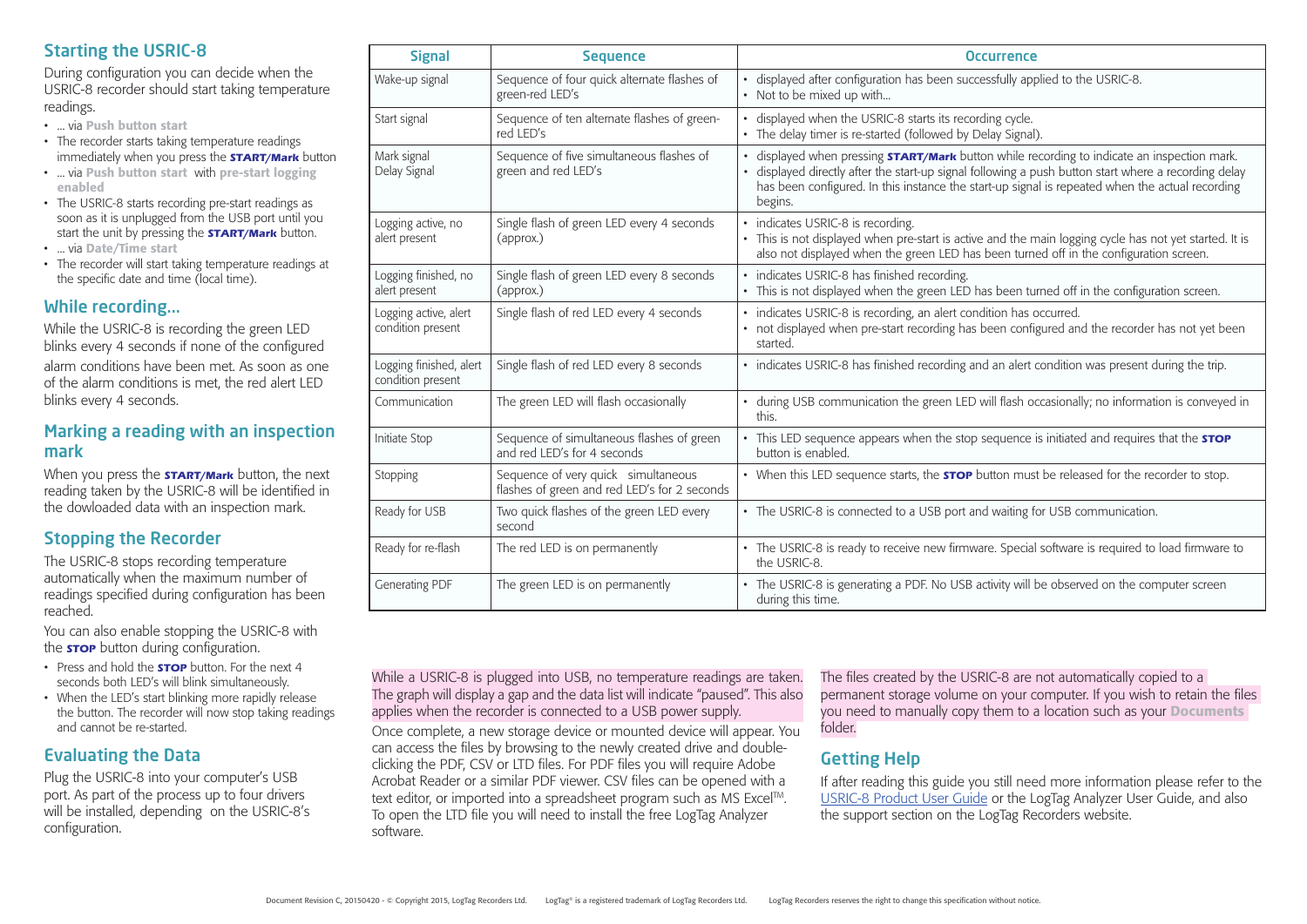## Starting the USRIC-8

During configuration you can decide when the USRIC-8 recorder should start taking temperature readings.

- ... via **Push button start**
- The recorder starts taking temperature readings immediately when you press the **START/Mark** button
- ... via **Push button start** with **pre-start logging enabled**
- The USRIC-8 starts recording pre-start readings as soon as it is unplugged from the USB port until you start the unit by pressing the **START/Mark** button.
- ... via **Date/Time start**
- The recorder will start taking temperature readings at the specific date and time (local time).

## While recording...

While the USRIC-8 is recording the green LED blinks every 4 seconds if none of the configured alarm conditions have been met. As soon as one of the alarm conditions is met, the red alert LED blinks every 4 seconds.

## Marking a reading with an inspection mark

When you press the **START/Mark** button, the next reading taken by the USRIC-8 will be identified in the dowloaded data with an inspection mark.

## Stopping the Recorder

The USRIC-8 stops recording temperature automatically when the maximum number of readings specified during configuration has been reached.

You can also enable stopping the USRIC-8 with the **STOP** button during configuration.

- Press and hold the **STOP** button. For the next 4 seconds both LED's will blink simultaneously.
- When the LED's start blinking more rapidly release the button. The recorder will now stop taking readings and cannot be re-started.

## Evaluating the Data

Plug the USRIC-8 into your computer's USB port. As part of the process up to four drivers will be installed, depending on the USRIC-8's configuration.

| Signal | Sequence | Occurrence |
|---|---|---|
| Wake-up signal | Sequence of four quick alternate flashes of green-red LED's | • displayed after configuration has been successfully applied to the USRIC-8.<br>• Not to be mixed up with... |
| Start signal | Sequence of ten alternate flashes of green-red LED's | • displayed when the USRIC-8 starts its recording cycle.<br>• The delay timer is re-started (followed by Delay Signal). |
| Mark signal<br>Delay Signal | Sequence of five simultaneous flashes of green and red LED's | • displayed when pressing **START/Mark** button while recording to indicate an inspection mark.<br>• displayed directly after the start-up signal following a push button start where a recording delay has been configured. In this instance the start-up signal is repeated when the actual recording begins. |
| Logging active, no alert present | Single flash of green LED every 4 seconds (approx.) | • indicates USRIC-8 is recording.<br>• This is not displayed when pre-start is active and the main logging cycle has not yet started. It is also not displayed when the green LED has been turned off in the configuration screen. |
| Logging finished, no alert present | Single flash of green LED every 8 seconds (approx.) | • indicates USRIC-8 has finished recording.<br>• This is not displayed when the green LED has been turned off in the configuration screen. |
| Logging active, alert condition present | Single flash of red LED every 4 seconds | • indicates USRIC-8 is recording, an alert condition has occurred.<br>• not displayed when pre-start recording has been configured and the recorder has not yet been started. |
| Logging finished, alert condition present | Single flash of red LED every 8 seconds | • indicates USRIC-8 has finished recording and an alert condition was present during the trip. |
| Communication | The green LED will flash occasionally | • during USB communication the green LED will flash occasionally; no information is conveyed in this. |
| Initiate Stop | Sequence of simultaneous flashes of green and red LED's for 4 seconds | • This LED sequence appears when the stop sequence is initiated and requires that the **STOP** button is enabled. |
| Stopping | Sequence of very quick simultaneous flashes of green and red LED's for 2 seconds | • When this LED sequence starts, the **STOP** button must be released for the recorder to stop. |
| Ready for USB | Two quick flashes of the green LED every second | • The USRIC-8 is connected to a USB port and waiting for USB communication. |
| Ready for re-flash | The red LED is on permanently | • The USRIC-8 is ready to receive new firmware. Special software is required to load firmware to the USRIC-8. |
| Generating PDF | The green LED is on permanently | • The USRIC-8 is generating a PDF. No USB activity will be observed on the computer screen during this time. |

While a USRIC-8 is plugged into USB, no temperature readings are taken. The graph will display a gap and the data list will indicate "paused". This also applies when the recorder is connected to a USB power supply.

Once complete, a new storage device or mounted device will appear. You can access the files by browsing to the newly created drive and double-clicking the PDF, CSV or LTD files. For PDF files you will require Adobe Acrobat Reader or a similar PDF viewer. CSV files can be opened with a text editor, or imported into a spreadsheet program such as MS Excel™. To open the LTD file you will need to install the free LogTag Analyzer software.

The files created by the USRIC-8 are not automatically copied to a permanent storage volume on your computer. If you wish to retain the files you need to manually copy them to a location such as your **Documents** folder.

## Getting Help

If after reading this guide you still need more information please refer to the USRIC-8 Product User Guide or the LogTag Analyzer User Guide, and also the support section on the LogTag Recorders website.

Document Revision C, 20150420 - © Copyright 2015, LogTag Recorders Ltd. LogTag® is a registered trademark of LogTag Recorders Ltd. LogTag Recorders reserves the right to change this specification without notice.